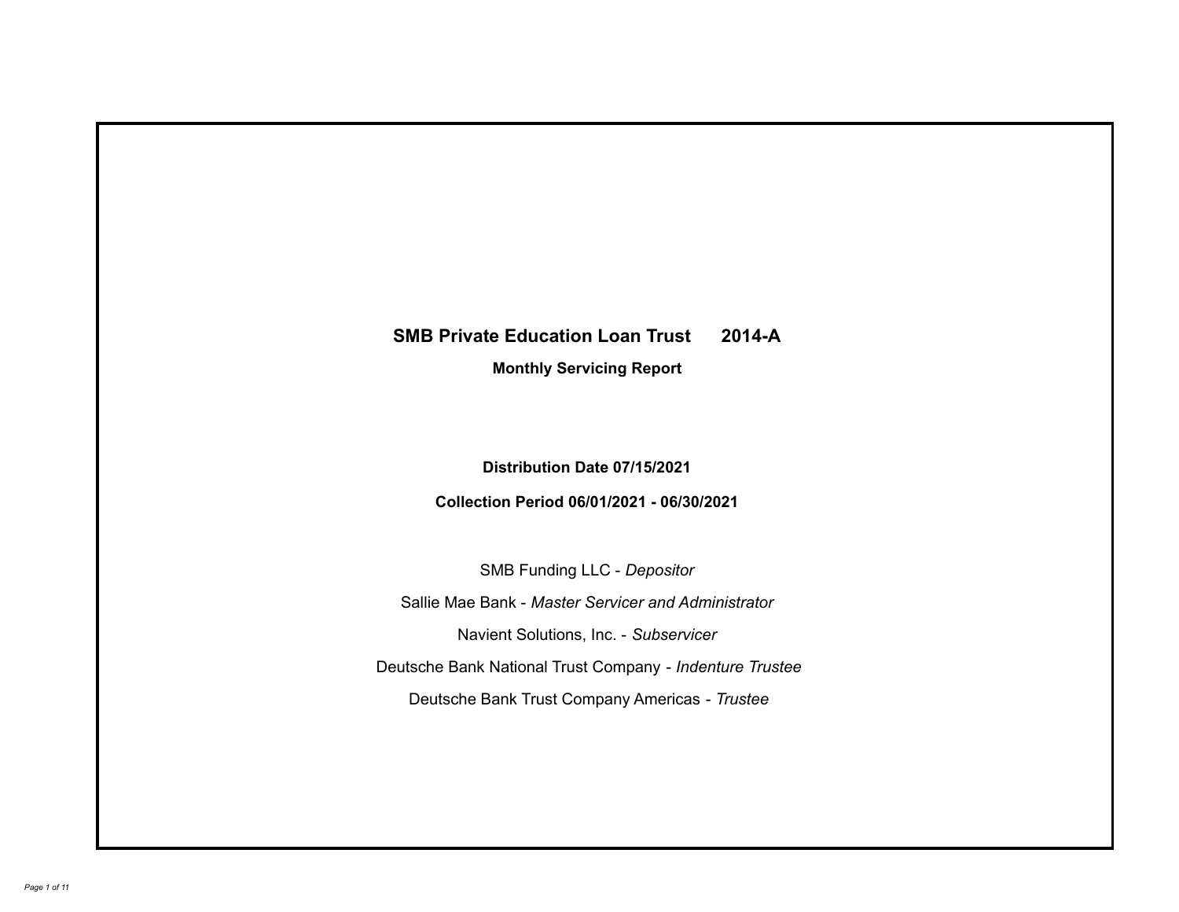# SMB Private Education Loan Trust 2014-A

## Monthly Servicing Report

**Distribution Date 07/15/2021**

**Collection Period 06/01/2021 - 06/30/2021**

SMB Funding LLC - *Depositor*

Sallie Mae Bank - *Master Servicer and Administrator*

Navient Solutions, Inc. - *Subservicer*

Deutsche Bank National Trust Company - *Indenture Trustee*

Deutsche Bank Trust Company Americas - *Trustee*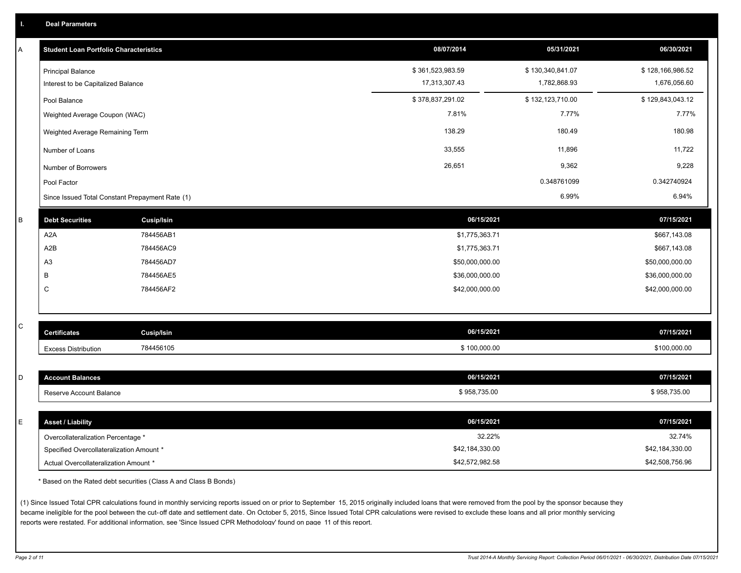## I. Deal Parameters

### A

| Student Loan Portfolio Characteristics | 08/07/2014 | 05/31/2021 | 06/30/2021 |
|---|---|---|---|
| Principal Balance | $ 361,523,983.59 | $ 130,340,841.07 | $ 128,166,986.52 |
| Interest to be Capitalized Balance | 17,313,307.43 | 1,782,868.93 | 1,676,056.60 |
| Pool Balance | $ 378,837,291.02 | $ 132,123,710.00 | $ 129,843,043.12 |
| Weighted Average Coupon (WAC) | 7.81% | 7.77% | 7.77% |
| Weighted Average Remaining Term | 138.29 | 180.49 | 180.98 |
| Number of Loans | 33,555 | 11,896 | 11,722 |
| Number of Borrowers | 26,651 | 9,362 | 9,228 |
| Pool Factor | | 0.348761099 | 0.342740924 |
| Since Issued Total Constant Prepayment Rate (1) | | 6.99% | 6.94% |

### B

| Debt Securities | Cusip/Isin | 06/15/2021 | 07/15/2021 |
|---|---|---|---|
| A2A | 784456AB1 | $1,775,363.71 | $667,143.08 |
| A2B | 784456AC9 | $1,775,363.71 | $667,143.08 |
| A3 | 784456AD7 | $50,000,000.00 | $50,000,000.00 |
| B | 784456AE5 | $36,000,000.00 | $36,000,000.00 |
| C | 784456AF2 | $42,000,000.00 | $42,000,000.00 |

### C

| Certificates | Cusip/Isin | 06/15/2021 | 07/15/2021 |
|---|---|---|---|
| Excess Distribution | 784456105 | $ 100,000.00 | $100,000.00 |

### D

| Account Balances | 06/15/2021 | 07/15/2021 |
|---|---|---|
| Reserve Account Balance | $ 958,735.00 | $ 958,735.00 |

### E

| Asset / Liability | 06/15/2021 | 07/15/2021 |
|---|---|---|
| Overcollateralization Percentage * | 32.22% | 32.74% |
| Specified Overcollateralization Amount * | $42,184,330.00 | $42,184,330.00 |
| Actual Overcollateralization Amount * | $42,572,982.58 | $42,508,756.96 |

* Based on the Rated debt securities (Class A and Class B Bonds)

(1) Since Issued Total CPR calculations found in monthly servicing reports issued on or prior to September 15, 2015 originally included loans that were removed from the pool by the sponsor because they became ineligible for the pool between the cut-off date and settlement date. On October 5, 2015, Since Issued Total CPR calculations were revised to exclude these loans and all prior monthly servicing reports were restated. For additional information, see 'Since Issued CPR Methodology' found on page 11 of this report.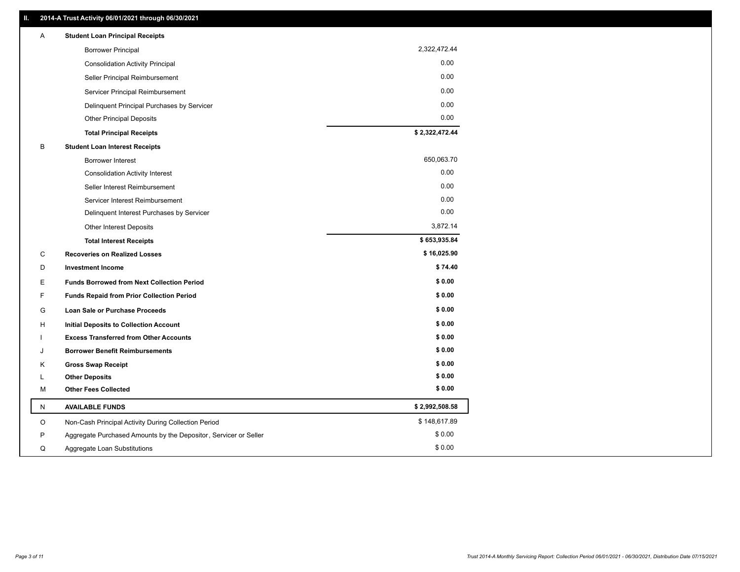## II. 2014-A Trust Activity 06/01/2021 through 06/30/2021

| | | |
|---|---|---|
| A | **Student Loan Principal Receipts** | |
| | Borrower Principal | 2,322,472.44 |
| | Consolidation Activity Principal | 0.00 |
| | Seller Principal Reimbursement | 0.00 |
| | Servicer Principal Reimbursement | 0.00 |
| | Delinquent Principal Purchases by Servicer | 0.00 |
| | Other Principal Deposits | 0.00 |
| | **Total Principal Receipts** | **$ 2,322,472.44** |
| B | **Student Loan Interest Receipts** | |
| | Borrower Interest | 650,063.70 |
| | Consolidation Activity Interest | 0.00 |
| | Seller Interest Reimbursement | 0.00 |
| | Servicer Interest Reimbursement | 0.00 |
| | Delinquent Interest Purchases by Servicer | 0.00 |
| | Other Interest Deposits | 3,872.14 |
| | **Total Interest Receipts** | **$ 653,935.84** |
| C | **Recoveries on Realized Losses** | **$ 16,025.90** |
| D | **Investment Income** | **$ 74.40** |
| E | **Funds Borrowed from Next Collection Period** | **$ 0.00** |
| F | **Funds Repaid from Prior Collection Period** | **$ 0.00** |
| G | **Loan Sale or Purchase Proceeds** | **$ 0.00** |
| H | **Initial Deposits to Collection Account** | **$ 0.00** |
| I | **Excess Transferred from Other Accounts** | **$ 0.00** |
| J | **Borrower Benefit Reimbursements** | **$ 0.00** |
| K | **Gross Swap Receipt** | **$ 0.00** |
| L | **Other Deposits** | **$ 0.00** |
| M | **Other Fees Collected** | **$ 0.00** |
| N | **AVAILABLE FUNDS** | **$ 2,992,508.58** |
| O | Non-Cash Principal Activity During Collection Period | $ 148,617.89 |
| P | Aggregate Purchased Amounts by the Depositor, Servicer or Seller | $ 0.00 |
| Q | Aggregate Loan Substitutions | $ 0.00 |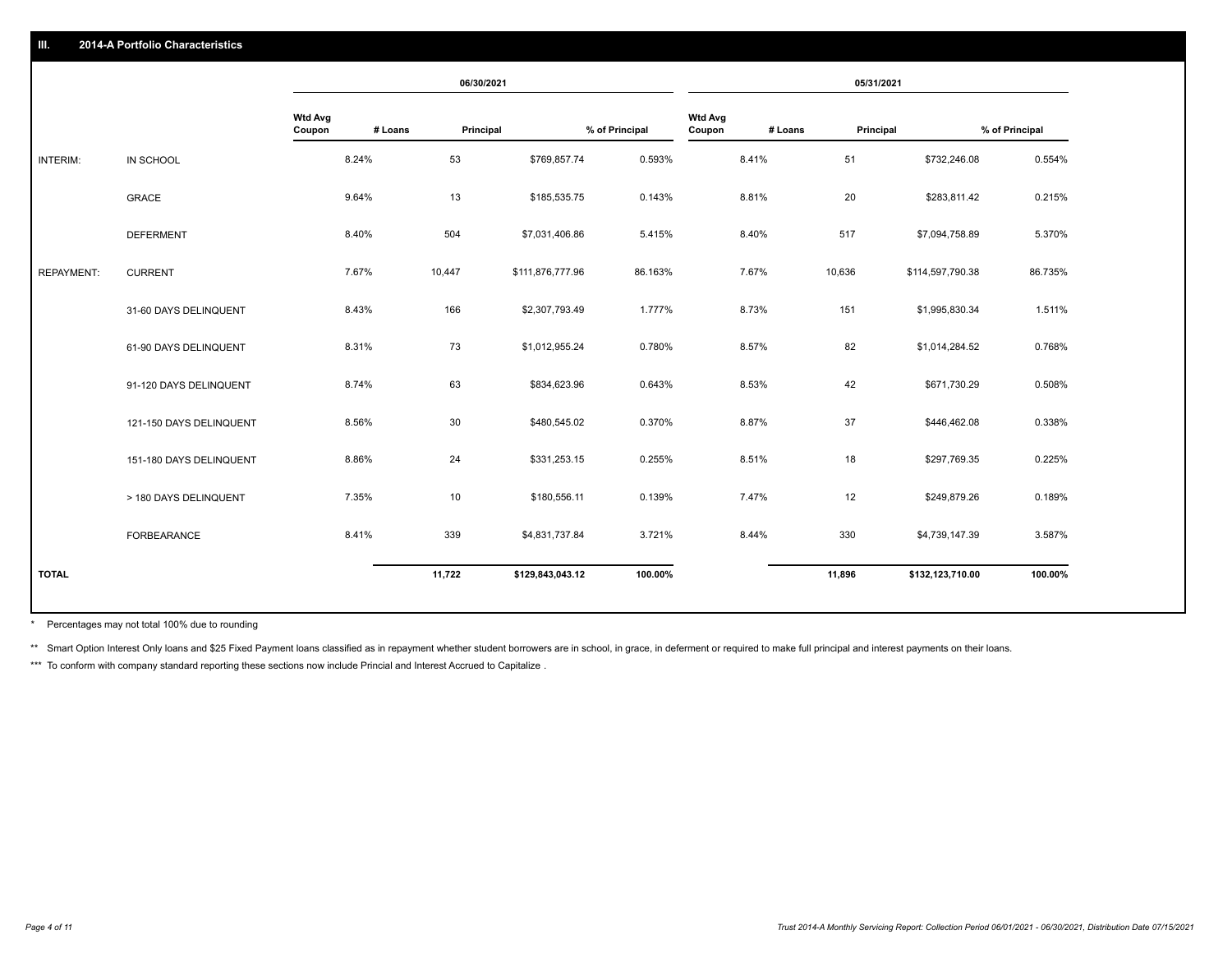## III. 2014-A Portfolio Characteristics

| | | 06/30/2021 | | | | 05/31/2021 | | | |
|---|---|---|---|---|---|---|---|---|---|
| | | Wtd Avg Coupon | # Loans | Principal | % of Principal | Wtd Avg Coupon | # Loans | Principal | % of Principal |
| INTERIM: | IN SCHOOL | 8.24% | 53 | $769,857.74 | 0.593% | 8.41% | 51 | $732,246.08 | 0.554% |
| | GRACE | 9.64% | 13 | $185,535.75 | 0.143% | 8.81% | 20 | $283,811.42 | 0.215% |
| | DEFERMENT | 8.40% | 504 | $7,031,406.86 | 5.415% | 8.40% | 517 | $7,094,758.89 | 5.370% |
| REPAYMENT: | CURRENT | 7.67% | 10,447 | $111,876,777.96 | 86.163% | 7.67% | 10,636 | $114,597,790.38 | 86.735% |
| | 31-60 DAYS DELINQUENT | 8.43% | 166 | $2,307,793.49 | 1.777% | 8.73% | 151 | $1,995,830.34 | 1.511% |
| | 61-90 DAYS DELINQUENT | 8.31% | 73 | $1,012,955.24 | 0.780% | 8.57% | 82 | $1,014,284.52 | 0.768% |
| | 91-120 DAYS DELINQUENT | 8.74% | 63 | $834,623.96 | 0.643% | 8.53% | 42 | $671,730.29 | 0.508% |
| | 121-150 DAYS DELINQUENT | 8.56% | 30 | $480,545.02 | 0.370% | 8.87% | 37 | $446,462.08 | 0.338% |
| | 151-180 DAYS DELINQUENT | 8.86% | 24 | $331,253.15 | 0.255% | 8.51% | 18 | $297,769.35 | 0.225% |
| | > 180 DAYS DELINQUENT | 7.35% | 10 | $180,556.11 | 0.139% | 7.47% | 12 | $249,879.26 | 0.189% |
| | FORBEARANCE | 8.41% | 339 | $4,831,737.84 | 3.721% | 8.44% | 330 | $4,739,147.39 | 3.587% |
| TOTAL | | | 11,722 | $129,843,043.12 | 100.00% | | 11,896 | $132,123,710.00 | 100.00% |

* Percentages may not total 100% due to rounding

** Smart Option Interest Only loans and $25 Fixed Payment loans classified as in repayment whether student borrowers are in school, in grace, in deferment or required to make full principal and interest payments on their loans.

*** To conform with company standard reporting these sections now include Princial and Interest Accrued to Capitalize .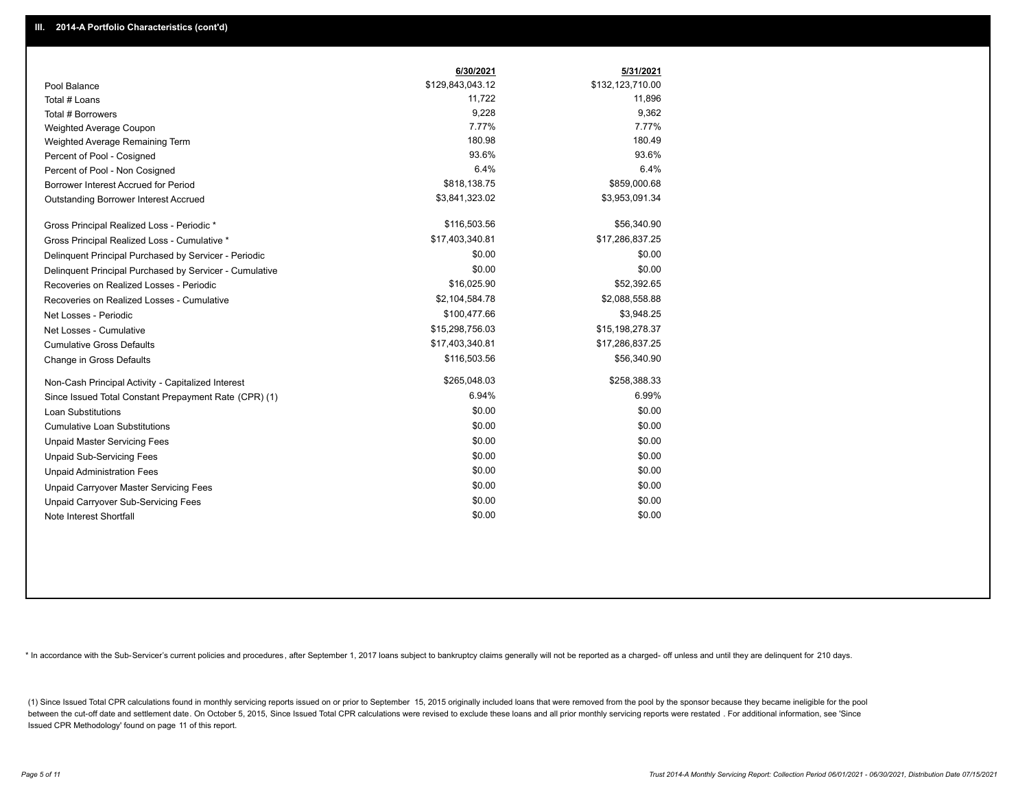## III. 2014-A Portfolio Characteristics (cont'd)

| | 6/30/2021 | 5/31/2021 |
|---|---|---|
| Pool Balance | $129,843,043.12 | $132,123,710.00 |
| Total # Loans | 11,722 | 11,896 |
| Total # Borrowers | 9,228 | 9,362 |
| Weighted Average Coupon | 7.77% | 7.77% |
| Weighted Average Remaining Term | 180.98 | 180.49 |
| Percent of Pool - Cosigned | 93.6% | 93.6% |
| Percent of Pool - Non Cosigned | 6.4% | 6.4% |
| Borrower Interest Accrued for Period | $818,138.75 | $859,000.68 |
| Outstanding Borrower Interest Accrued | $3,841,323.02 | $3,953,091.34 |
| Gross Principal Realized Loss - Periodic * | $116,503.56 | $56,340.90 |
| Gross Principal Realized Loss - Cumulative * | $17,403,340.81 | $17,286,837.25 |
| Delinquent Principal Purchased by Servicer - Periodic | $0.00 | $0.00 |
| Delinquent Principal Purchased by Servicer - Cumulative | $0.00 | $0.00 |
| Recoveries on Realized Losses - Periodic | $16,025.90 | $52,392.65 |
| Recoveries on Realized Losses - Cumulative | $2,104,584.78 | $2,088,558.88 |
| Net Losses - Periodic | $100,477.66 | $3,948.25 |
| Net Losses - Cumulative | $15,298,756.03 | $15,198,278.37 |
| Cumulative Gross Defaults | $17,403,340.81 | $17,286,837.25 |
| Change in Gross Defaults | $116,503.56 | $56,340.90 |
| Non-Cash Principal Activity - Capitalized Interest | $265,048.03 | $258,388.33 |
| Since Issued Total Constant Prepayment Rate (CPR) (1) | 6.94% | 6.99% |
| Loan Substitutions | $0.00 | $0.00 |
| Cumulative Loan Substitutions | $0.00 | $0.00 |
| Unpaid Master Servicing Fees | $0.00 | $0.00 |
| Unpaid Sub-Servicing Fees | $0.00 | $0.00 |
| Unpaid Administration Fees | $0.00 | $0.00 |
| Unpaid Carryover Master Servicing Fees | $0.00 | $0.00 |
| Unpaid Carryover Sub-Servicing Fees | $0.00 | $0.00 |
| Note Interest Shortfall | $0.00 | $0.00 |

* In accordance with the Sub-Servicer's current policies and procedures, after September 1, 2017 loans subject to bankruptcy claims generally will not be reported as a charged- off unless and until they are delinquent for 210 days.

(1) Since Issued Total CPR calculations found in monthly servicing reports issued on or prior to September 15, 2015 originally included loans that were removed from the pool by the sponsor because they became ineligible for the pool between the cut-off date and settlement date. On October 5, 2015, Since Issued Total CPR calculations were revised to exclude these loans and all prior monthly servicing reports were restated . For additional information, see 'Since Issued CPR Methodology' found on page 11 of this report.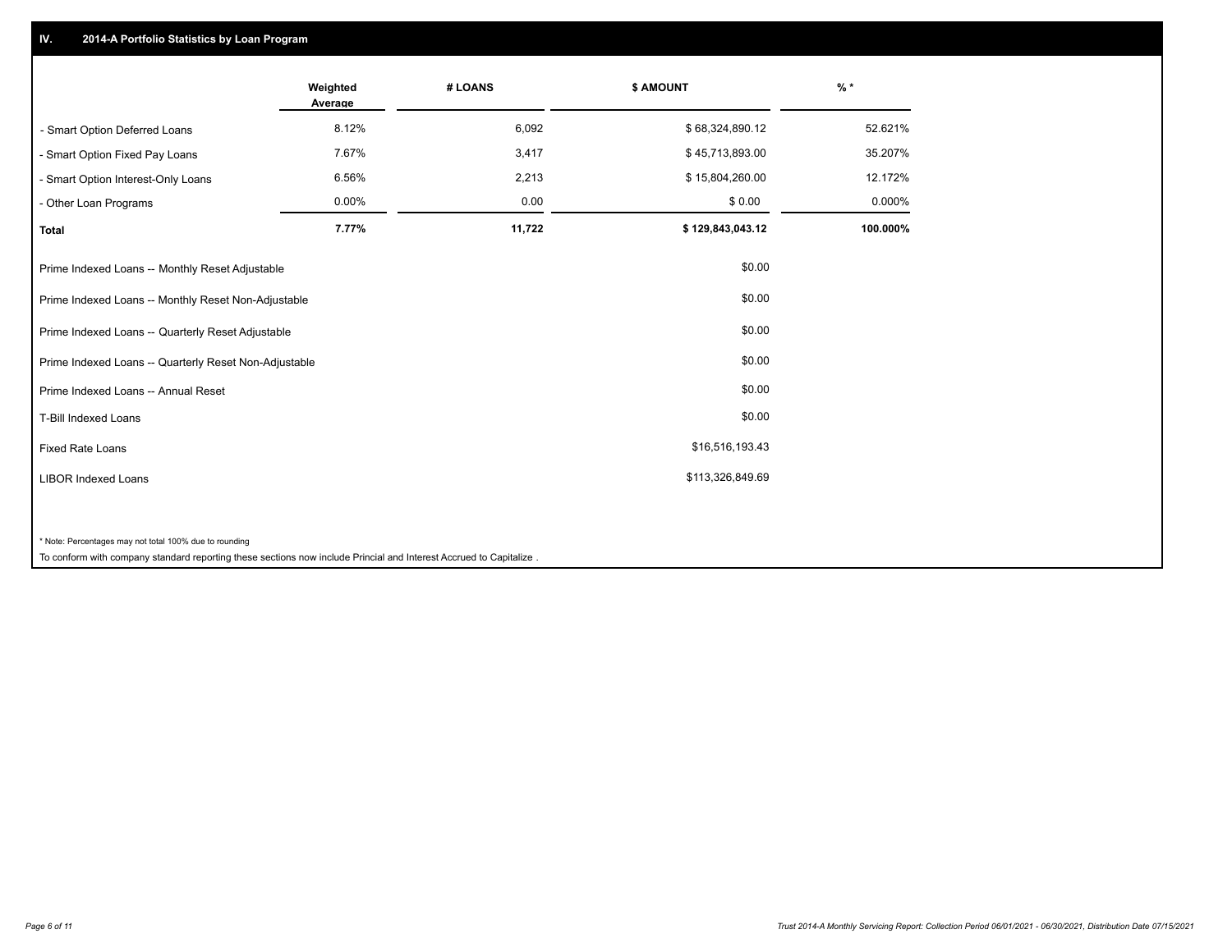## IV. 2014-A Portfolio Statistics by Loan Program

| | Weighted Average | # LOANS | $ AMOUNT | % * |
|---|---|---|---|---|
| - Smart Option Deferred Loans | 8.12% | 6,092 | $ 68,324,890.12 | 52.621% |
| - Smart Option Fixed Pay Loans | 7.67% | 3,417 | $ 45,713,893.00 | 35.207% |
| - Smart Option Interest-Only Loans | 6.56% | 2,213 | $ 15,804,260.00 | 12.172% |
| - Other Loan Programs | 0.00% | 0.00 | $ 0.00 | 0.000% |
| **Total** | **7.77%** | **11,722** | **$ 129,843,043.12** | **100.000%** |

| | |
|---|---|
| Prime Indexed Loans -- Monthly Reset Adjustable | $0.00 |
| Prime Indexed Loans -- Monthly Reset Non-Adjustable | $0.00 |
| Prime Indexed Loans -- Quarterly Reset Adjustable | $0.00 |
| Prime Indexed Loans -- Quarterly Reset Non-Adjustable | $0.00 |
| Prime Indexed Loans -- Annual Reset | $0.00 |
| T-Bill Indexed Loans | $0.00 |
| Fixed Rate Loans | $16,516,193.43 |
| LIBOR Indexed Loans | $113,326,849.69 |

* Note: Percentages may not total 100% due to rounding

To conform with company standard reporting these sections now include Princial and Interest Accrued to Capitalize .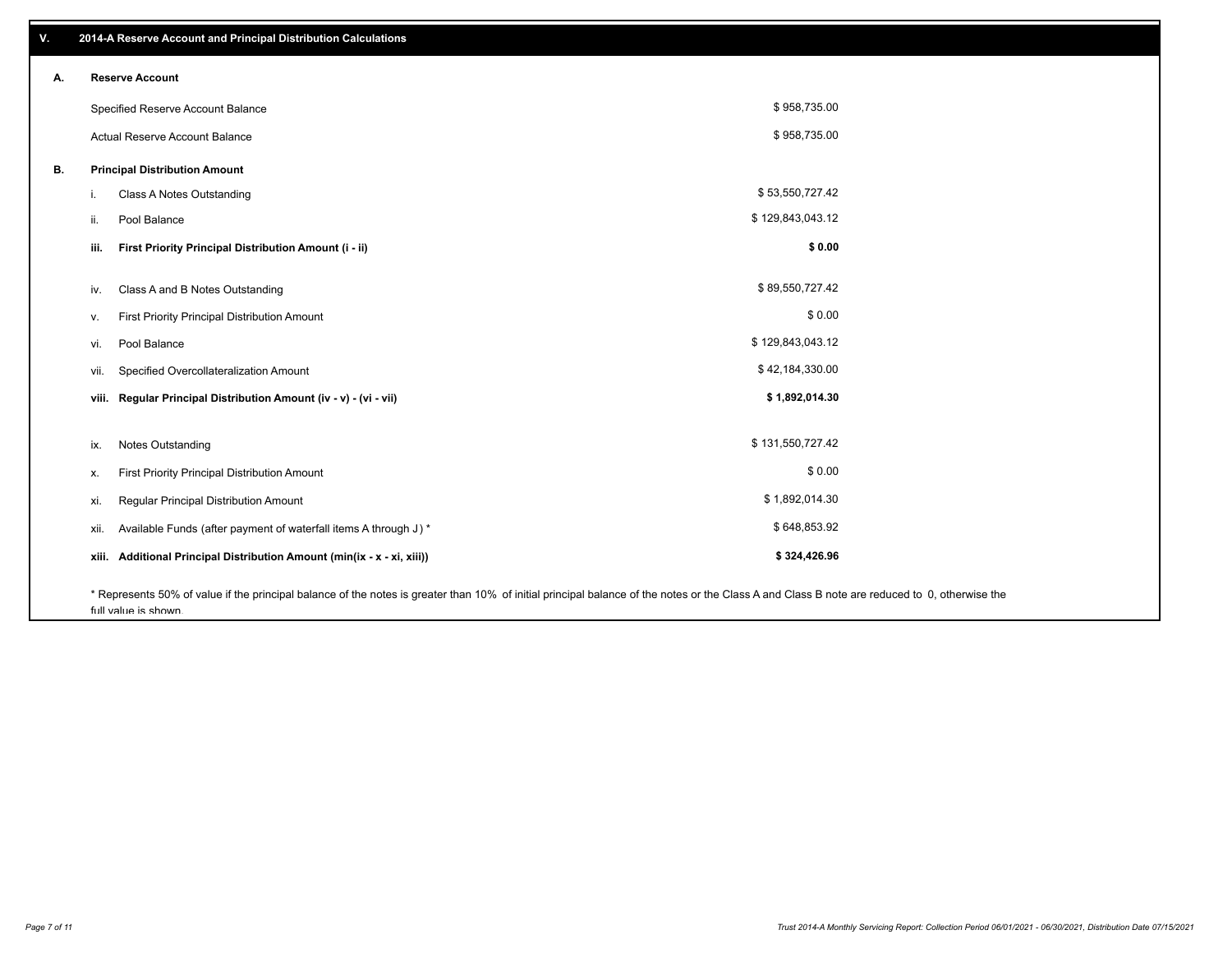## V. 2014-A Reserve Account and Principal Distribution Calculations

| | | |
|---|---|---|
| **A.** | **Reserve Account** | |
| | Specified Reserve Account Balance | $ 958,735.00 |
| | Actual Reserve Account Balance | $ 958,735.00 |
| **B.** | **Principal Distribution Amount** | |
| | i. Class A Notes Outstanding | $ 53,550,727.42 |
| | ii. Pool Balance | $ 129,843,043.12 |
| | **iii. First Priority Principal Distribution Amount (i - ii)** | **$ 0.00** |
| | iv. Class A and B Notes Outstanding | $ 89,550,727.42 |
| | v. First Priority Principal Distribution Amount | $ 0.00 |
| | vi. Pool Balance | $ 129,843,043.12 |
| | vii. Specified Overcollateralization Amount | $ 42,184,330.00 |
| | **viii. Regular Principal Distribution Amount (iv - v) - (vi - vii)** | **$ 1,892,014.30** |
| | ix. Notes Outstanding | $ 131,550,727.42 |
| | x. First Priority Principal Distribution Amount | $ 0.00 |
| | xi. Regular Principal Distribution Amount | $ 1,892,014.30 |
| | xii. Available Funds (after payment of waterfall items A through J) * | $ 648,853.92 |
| | **xiii. Additional Principal Distribution Amount (min(ix - x - xi, xiii))** | **$ 324,426.96** |

* Represents 50% of value if the principal balance of the notes is greater than 10% of initial principal balance of the notes or the Class A and Class B note are reduced to 0, otherwise the full value is shown.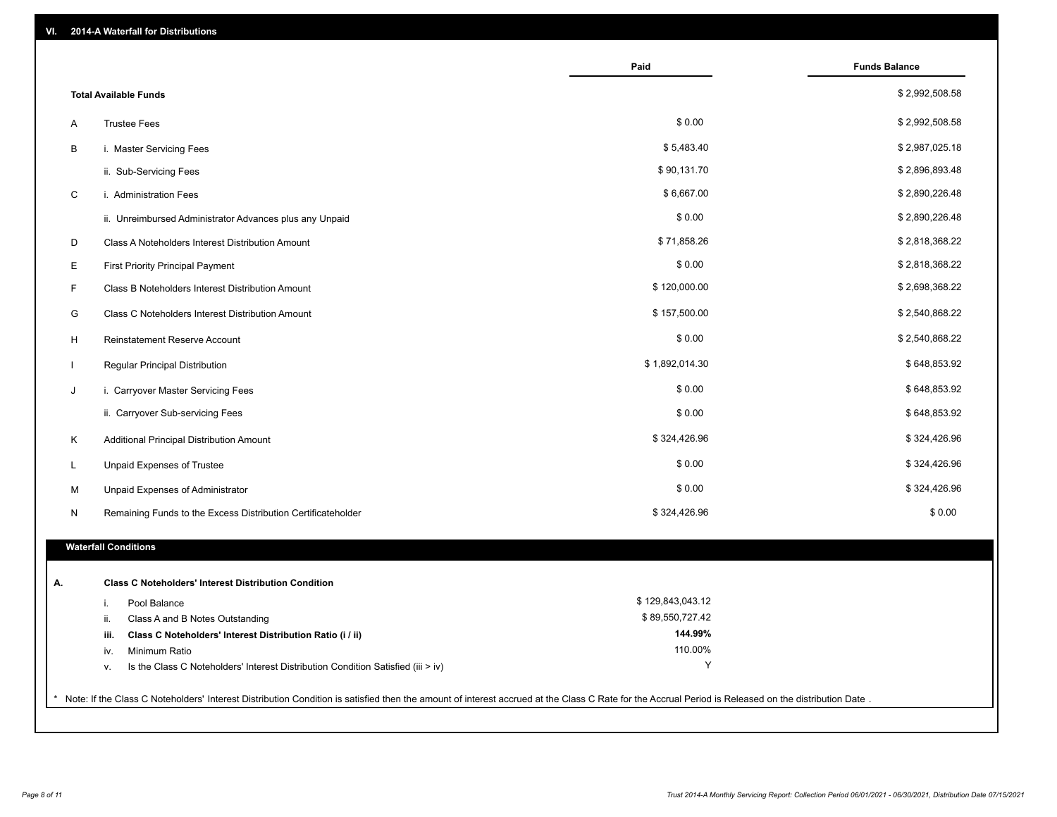## VI. 2014-A Waterfall for Distributions

| | | Paid | Funds Balance |
|---|---|---|---|
| | **Total Available Funds** | | $ 2,992,508.58 |
| A | Trustee Fees | $ 0.00 | $ 2,992,508.58 |
| B | i. Master Servicing Fees | $ 5,483.40 | $ 2,987,025.18 |
| | ii. Sub-Servicing Fees | $ 90,131.70 | $ 2,896,893.48 |
| C | i. Administration Fees | $ 6,667.00 | $ 2,890,226.48 |
| | ii. Unreimbursed Administrator Advances plus any Unpaid | $ 0.00 | $ 2,890,226.48 |
| D | Class A Noteholders Interest Distribution Amount | $ 71,858.26 | $ 2,818,368.22 |
| E | First Priority Principal Payment | $ 0.00 | $ 2,818,368.22 |
| F | Class B Noteholders Interest Distribution Amount | $ 120,000.00 | $ 2,698,368.22 |
| G | Class C Noteholders Interest Distribution Amount | $ 157,500.00 | $ 2,540,868.22 |
| H | Reinstatement Reserve Account | $ 0.00 | $ 2,540,868.22 |
| I | Regular Principal Distribution | $ 1,892,014.30 | $ 648,853.92 |
| J | i. Carryover Master Servicing Fees | $ 0.00 | $ 648,853.92 |
| | ii. Carryover Sub-servicing Fees | $ 0.00 | $ 648,853.92 |
| K | Additional Principal Distribution Amount | $ 324,426.96 | $ 324,426.96 |
| L | Unpaid Expenses of Trustee | $ 0.00 | $ 324,426.96 |
| M | Unpaid Expenses of Administrator | $ 0.00 | $ 324,426.96 |
| N | Remaining Funds to the Excess Distribution Certificateholder | $ 324,426.96 | $ 0.00 |

### Waterfall Conditions

**A. Class C Noteholders' Interest Distribution Condition**

| | | |
|---|---|---|
| i. | Pool Balance | $ 129,843,043.12 |
| ii. | Class A and B Notes Outstanding | $ 89,550,727.42 |
| **iii.** | **Class C Noteholders' Interest Distribution Ratio (i / ii)** | **144.99%** |
| iv. | Minimum Ratio | 110.00% |
| v. | Is the Class C Noteholders' Interest Distribution Condition Satisfied (iii > iv) | Y |

* Note: If the Class C Noteholders' Interest Distribution Condition is satisfied then the amount of interest accrued at the Class C Rate for the Accrual Period is Released on the distribution Date .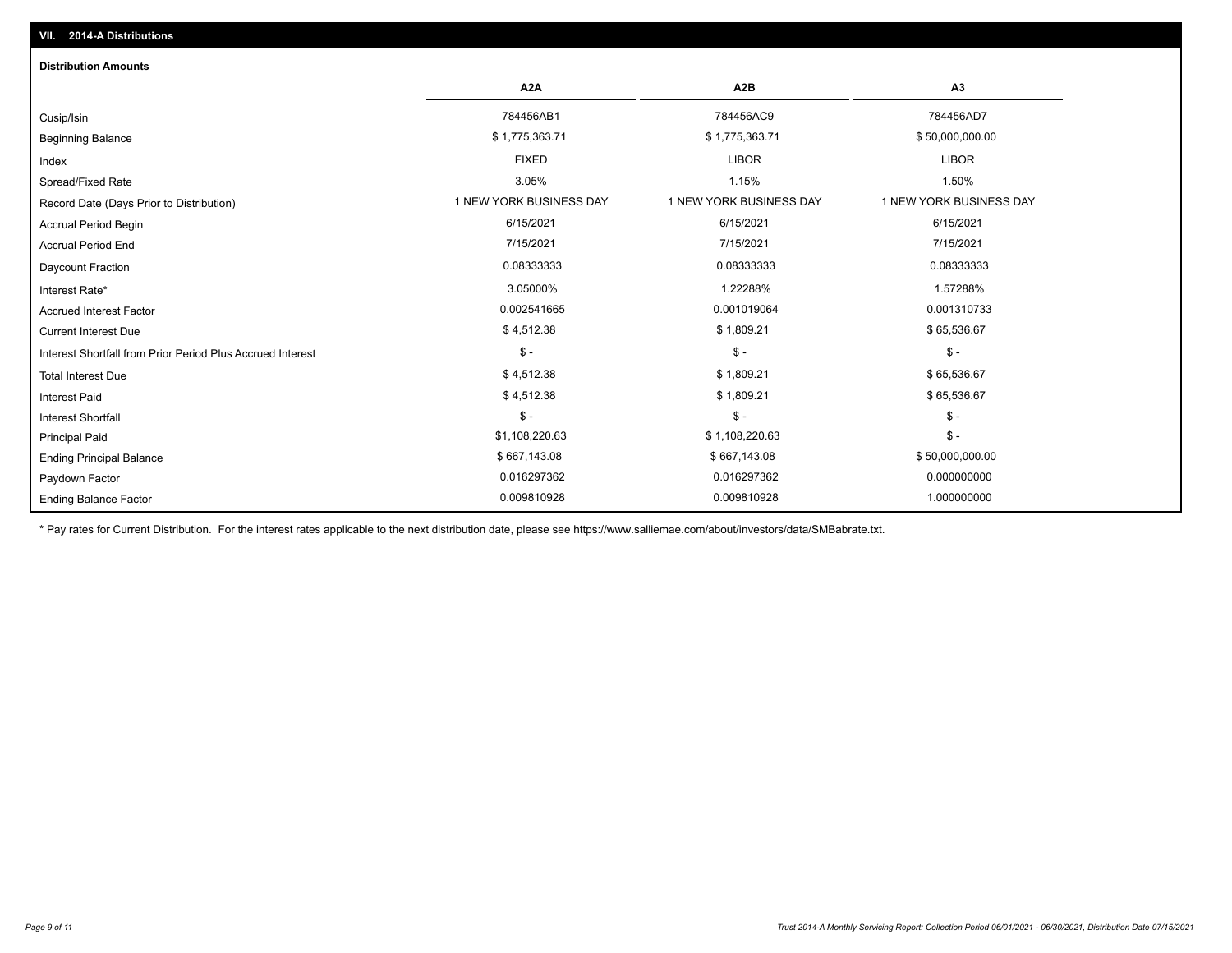## VII. 2014-A Distributions

### Distribution Amounts

| | A2A | A2B | A3 |
|---|---|---|---|
| Cusip/Isin | 784456AB1 | 784456AC9 | 784456AD7 |
| Beginning Balance | $ 1,775,363.71 | $ 1,775,363.71 | $ 50,000,000.00 |
| Index | FIXED | LIBOR | LIBOR |
| Spread/Fixed Rate | 3.05% | 1.15% | 1.50% |
| Record Date (Days Prior to Distribution) | 1 NEW YORK BUSINESS DAY | 1 NEW YORK BUSINESS DAY | 1 NEW YORK BUSINESS DAY |
| Accrual Period Begin | 6/15/2021 | 6/15/2021 | 6/15/2021 |
| Accrual Period End | 7/15/2021 | 7/15/2021 | 7/15/2021 |
| Daycount Fraction | 0.08333333 | 0.08333333 | 0.08333333 |
| Interest Rate* | 3.05000% | 1.22288% | 1.57288% |
| Accrued Interest Factor | 0.002541665 | 0.001019064 | 0.001310733 |
| Current Interest Due | $ 4,512.38 | $ 1,809.21 | $ 65,536.67 |
| Interest Shortfall from Prior Period Plus Accrued Interest | $ - | $ - | $ - |
| Total Interest Due | $ 4,512.38 | $ 1,809.21 | $ 65,536.67 |
| Interest Paid | $ 4,512.38 | $ 1,809.21 | $ 65,536.67 |
| Interest Shortfall | $ - | $ - | $ - |
| Principal Paid | $1,108,220.63 | $ 1,108,220.63 | $ - |
| Ending Principal Balance | $ 667,143.08 | $ 667,143.08 | $ 50,000,000.00 |
| Paydown Factor | 0.016297362 | 0.016297362 | 0.000000000 |
| Ending Balance Factor | 0.009810928 | 0.009810928 | 1.000000000 |

* Pay rates for Current Distribution. For the interest rates applicable to the next distribution date, please see https://www.salliemae.com/about/investors/data/SMBabrate.txt.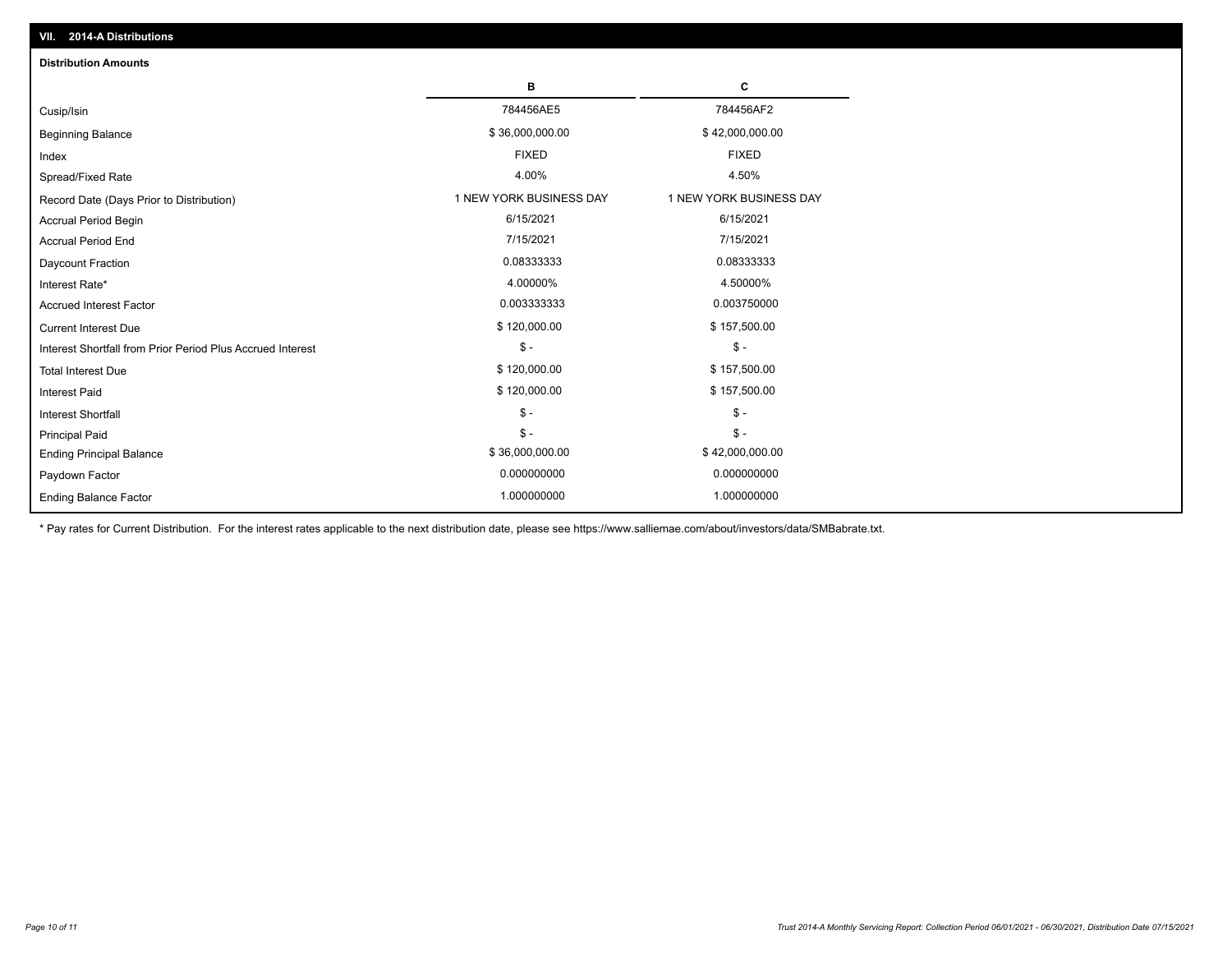## VII. 2014-A Distributions

### Distribution Amounts

| | B | C |
|---|---|---|
| Cusip/Isin | 784456AE5 | 784456AF2 |
| Beginning Balance | $ 36,000,000.00 | $ 42,000,000.00 |
| Index | FIXED | FIXED |
| Spread/Fixed Rate | 4.00% | 4.50% |
| Record Date (Days Prior to Distribution) | 1 NEW YORK BUSINESS DAY | 1 NEW YORK BUSINESS DAY |
| Accrual Period Begin | 6/15/2021 | 6/15/2021 |
| Accrual Period End | 7/15/2021 | 7/15/2021 |
| Daycount Fraction | 0.08333333 | 0.08333333 |
| Interest Rate* | 4.00000% | 4.50000% |
| Accrued Interest Factor | 0.003333333 | 0.003750000 |
| Current Interest Due | $ 120,000.00 | $ 157,500.00 |
| Interest Shortfall from Prior Period Plus Accrued Interest | $ - | $ - |
| Total Interest Due | $ 120,000.00 | $ 157,500.00 |
| Interest Paid | $ 120,000.00 | $ 157,500.00 |
| Interest Shortfall | $ - | $ - |
| Principal Paid | $ - | $ - |
| Ending Principal Balance | $ 36,000,000.00 | $ 42,000,000.00 |
| Paydown Factor | 0.000000000 | 0.000000000 |
| Ending Balance Factor | 1.000000000 | 1.000000000 |

* Pay rates for Current Distribution. For the interest rates applicable to the next distribution date, please see https://www.salliemae.com/about/investors/data/SMBabrate.txt.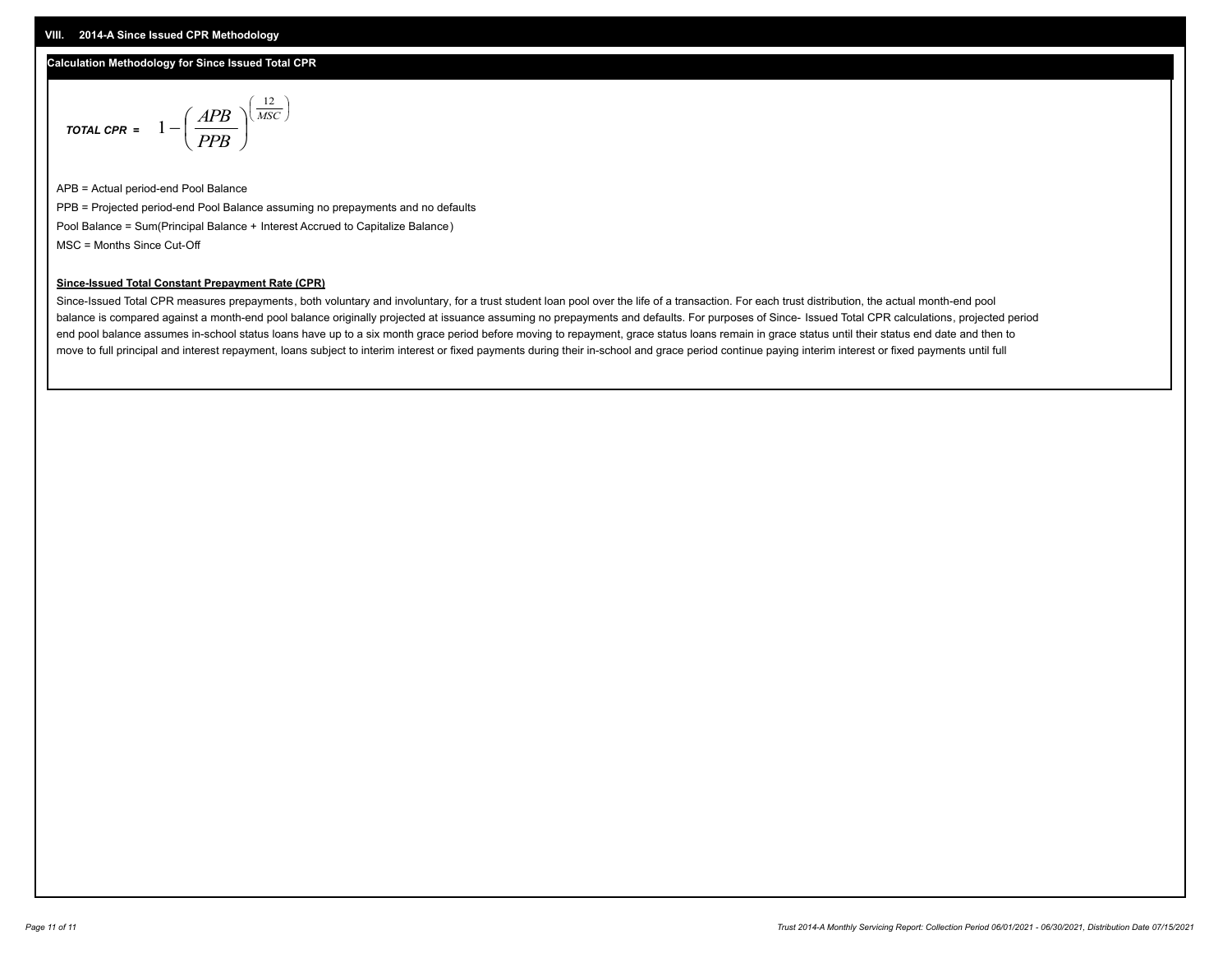## VIII. 2014-A Since Issued CPR Methodology

### Calculation Methodology for Since Issued Total CPR

***TOTAL CPR =*** $$1 - \left( \frac{APB}{PPB} \right)^{\left( \frac{12}{MSC} \right)}$$

APB = Actual period-end Pool Balance

PPB = Projected period-end Pool Balance assuming no prepayments and no defaults

Pool Balance = Sum(Principal Balance + Interest Accrued to Capitalize Balance)

MSC = Months Since Cut-Off

**Since-Issued Total Constant Prepayment Rate (CPR)**

Since-Issued Total CPR measures prepayments, both voluntary and involuntary, for a trust student loan pool over the life of a transaction. For each trust distribution, the actual month-end pool balance is compared against a month-end pool balance originally projected at issuance assuming no prepayments and defaults. For purposes of Since- Issued Total CPR calculations, projected period end pool balance assumes in-school status loans have up to a six month grace period before moving to repayment, grace status loans remain in grace status until their status end date and then to move to full principal and interest repayment, loans subject to interim interest or fixed payments during their in-school and grace period continue paying interim interest or fixed payments until full